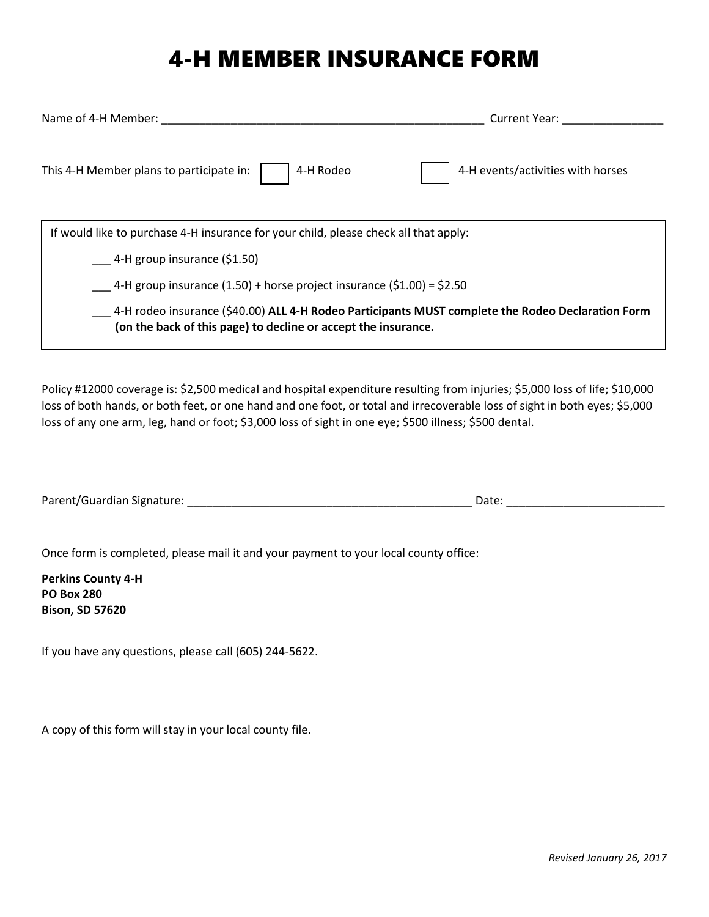# 4-H MEMBER INSURANCE FORM

Name of 4-H Member: _____________________________________________________ Current Year: ________________

This 4-H Member plans to participate in: ☐ 4-H Rodeo ☐ 4-H events/activities with horses

If would like to purchase 4-H insurance for your child, please check all that apply:

___ 4-H group insurance ($1.50)

___ 4-H group insurance (1.50) + horse project insurance ($1.00) = $2.50

___ 4-H rodeo insurance ($40.00) **ALL 4-H Rodeo Participants MUST complete the Rodeo Declaration Form (on the back of this page) to decline or accept the insurance.**

Policy #12000 coverage is: $2,500 medical and hospital expenditure resulting from injuries; $5,000 loss of life; $10,000 loss of both hands, or both feet, or one hand and one foot, or total and irrecoverable loss of sight in both eyes; $5,000 loss of any one arm, leg, hand or foot; $3,000 loss of sight in one eye; $500 illness; $500 dental.

Parent/Guardian Signature: _______________________________________________ Date: _________________________

Once form is completed, please mail it and your payment to your local county office:

**Perkins County 4-H**
**PO Box 280**
**Bison, SD 57620**

If you have any questions, please call (605) 244-5622.

A copy of this form will stay in your local county file.

*Revised January 26, 2017*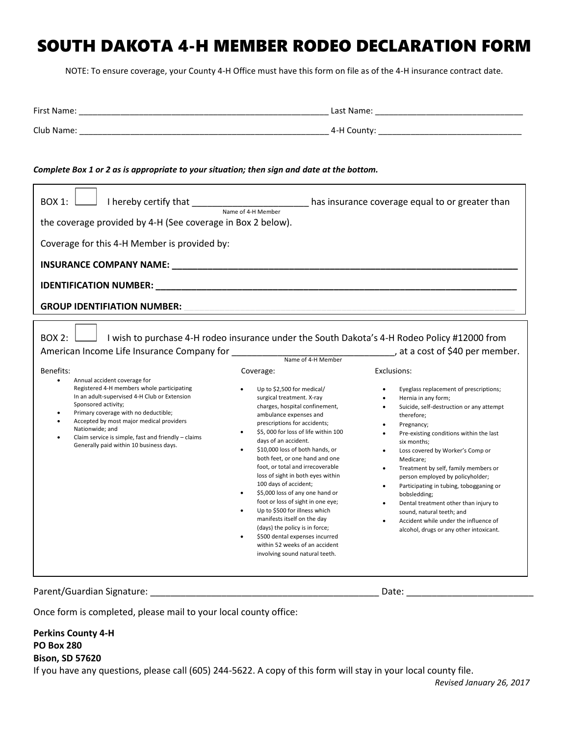# SOUTH DAKOTA 4-H MEMBER RODEO DECLARATION FORM

NOTE: To ensure coverage, your County 4-H Office must have this form on file as of the 4-H insurance contract date.

First Name: ______________________________________________________ Last Name: ________________________________

Club Name: ______________________________________________________ 4-H County: _______________________________

*Complete Box 1 or 2 as is appropriate to your situation; then sign and date at the bottom.*

BOX 1: ☐ I hereby certify that _______________________ (Name of 4-H Member) has insurance coverage equal to or greater than the coverage provided by 4-H (See coverage in Box 2 below).

Coverage for this 4-H Member is provided by:

**INSURANCE COMPANY NAME:** ______________________________________________________________________

**IDENTIFICATION NUMBER:** ______________________________________________________________________

**GROUP IDENTIFIATION NUMBER:** __________________________________________________________________

BOX 2: ☐ I wish to purchase 4-H rodeo insurance under the South Dakota's 4-H Rodeo Policy #12000 from American Income Life Insurance Company for _______________________________ (Name of 4-H Member), at a cost of $40 per member.

Benefits:

- Annual accident coverage for Registered 4-H members whole participating In an adult-supervised 4-H Club or Extension Sponsored activity;
- Primary coverage with no deductible;
- Accepted by most major medical providers Nationwide; and
- Claim service is simple, fast and friendly – claims Generally paid within 10 business days.

Coverage:

- Up to $2,500 for medical/ surgical treatment. X-ray charges, hospital confinement, ambulance expenses and prescriptions for accidents;
- $5, 000 for loss of life within 100 days of an accident.
- $10,000 loss of both hands, or both feet, or one hand and one foot, or total and irrecoverable loss of sight in both eyes within 100 days of accident;
- $5,000 loss of any one hand or foot or loss of sight in one eye;
- Up to $500 for illness which manifests itself on the day (days) the policy is in force;
- $500 dental expenses incurred within 52 weeks of an accident involving sound natural teeth.

Exclusions:

- Eyeglass replacement of prescriptions;
- Hernia in any form;
- Suicide, self-destruction or any attempt therefore;
- Pregnancy;
- Pre-existing conditions within the last six months;
- Loss covered by Worker's Comp or Medicare;
- Treatment by self, family members or person employed by policyholder;
- Participating in tubing, tobogganing or bobsledding;
- Dental treatment other than injury to sound, natural teeth; and
- Accident while under the influence of alcohol, drugs or any other intoxicant.

Parent/Guardian Signature: ______________________________________________ Date: _________________________

Once form is completed, please mail to your local county office:

**Perkins County 4-H**
**PO Box 280**
**Bison, SD 57620**

If you have any questions, please call (605) 244-5622. A copy of this form will stay in your local county file.

*Revised January 26, 2017*